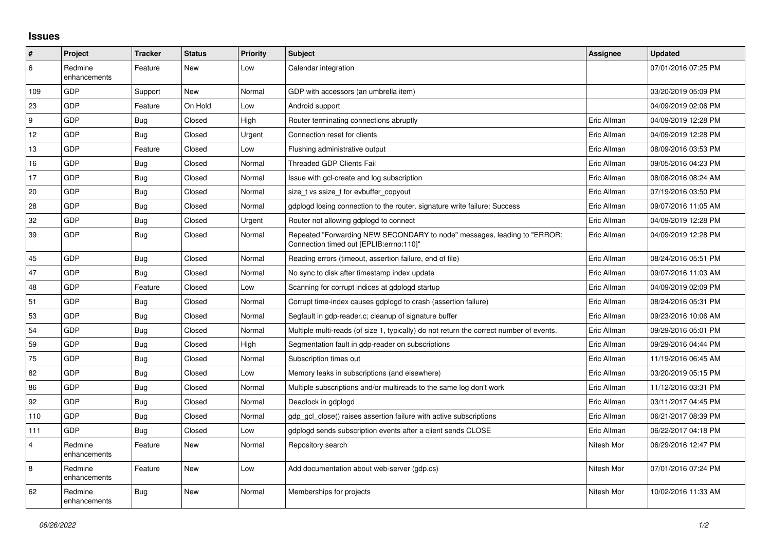## Issues

| # | Project | Tracker | Status | Priority | Subject | Assignee | Updated |
|---|---|---|---|---|---|---|---|
| 6 | Redmine enhancements | Feature | New | Low | Calendar integration | | 07/01/2016 07:25 PM |
| 109 | GDP | Support | New | Normal | GDP with accessors (an umbrella item) | | 03/20/2019 05:09 PM |
| 23 | GDP | Feature | On Hold | Low | Android support | | 04/09/2019 02:06 PM |
| 9 | GDP | Bug | Closed | High | Router terminating connections abruptly | Eric Allman | 04/09/2019 12:28 PM |
| 12 | GDP | Bug | Closed | Urgent | Connection reset for clients | Eric Allman | 04/09/2019 12:28 PM |
| 13 | GDP | Feature | Closed | Low | Flushing administrative output | Eric Allman | 08/09/2016 03:53 PM |
| 16 | GDP | Bug | Closed | Normal | Threaded GDP Clients Fail | Eric Allman | 09/05/2016 04:23 PM |
| 17 | GDP | Bug | Closed | Normal | Issue with gcl-create and log subscription | Eric Allman | 08/08/2016 08:24 AM |
| 20 | GDP | Bug | Closed | Normal | size_t vs ssize_t for evbuffer_copyout | Eric Allman | 07/19/2016 03:50 PM |
| 28 | GDP | Bug | Closed | Normal | gdplogd losing connection to the router. signature write failure: Success | Eric Allman | 09/07/2016 11:05 AM |
| 32 | GDP | Bug | Closed | Urgent | Router not allowing gdplogd to connect | Eric Allman | 04/09/2019 12:28 PM |
| 39 | GDP | Bug | Closed | Normal | Repeated "Forwarding NEW SECONDARY to node" messages, leading to "ERROR: Connection timed out [EPLIB:errno:110]" | Eric Allman | 04/09/2019 12:28 PM |
| 45 | GDP | Bug | Closed | Normal | Reading errors (timeout, assertion failure, end of file) | Eric Allman | 08/24/2016 05:51 PM |
| 47 | GDP | Bug | Closed | Normal | No sync to disk after timestamp index update | Eric Allman | 09/07/2016 11:03 AM |
| 48 | GDP | Feature | Closed | Low | Scanning for corrupt indices at gdplogd startup | Eric Allman | 04/09/2019 02:09 PM |
| 51 | GDP | Bug | Closed | Normal | Corrupt time-index causes gdplogd to crash (assertion failure) | Eric Allman | 08/24/2016 05:31 PM |
| 53 | GDP | Bug | Closed | Normal | Segfault in gdp-reader.c; cleanup of signature buffer | Eric Allman | 09/23/2016 10:06 AM |
| 54 | GDP | Bug | Closed | Normal | Multiple multi-reads (of size 1, typically) do not return the correct number of events. | Eric Allman | 09/29/2016 05:01 PM |
| 59 | GDP | Bug | Closed | High | Segmentation fault in gdp-reader on subscriptions | Eric Allman | 09/29/2016 04:44 PM |
| 75 | GDP | Bug | Closed | Normal | Subscription times out | Eric Allman | 11/19/2016 06:45 AM |
| 82 | GDP | Bug | Closed | Low | Memory leaks in subscriptions (and elsewhere) | Eric Allman | 03/20/2019 05:15 PM |
| 86 | GDP | Bug | Closed | Normal | Multiple subscriptions and/or multireads to the same log don't work | Eric Allman | 11/12/2016 03:31 PM |
| 92 | GDP | Bug | Closed | Normal | Deadlock in gdplogd | Eric Allman | 03/11/2017 04:45 PM |
| 110 | GDP | Bug | Closed | Normal | gdp_gcl_close() raises assertion failure with active subscriptions | Eric Allman | 06/21/2017 08:39 PM |
| 111 | GDP | Bug | Closed | Low | gdplogd sends subscription events after a client sends CLOSE | Eric Allman | 06/22/2017 04:18 PM |
| 4 | Redmine enhancements | Feature | New | Normal | Repository search | Nitesh Mor | 06/29/2016 12:47 PM |
| 8 | Redmine enhancements | Feature | New | Low | Add documentation about web-server (gdp.cs) | Nitesh Mor | 07/01/2016 07:24 PM |
| 62 | Redmine enhancements | Bug | New | Normal | Memberships for projects | Nitesh Mor | 10/02/2016 11:33 AM |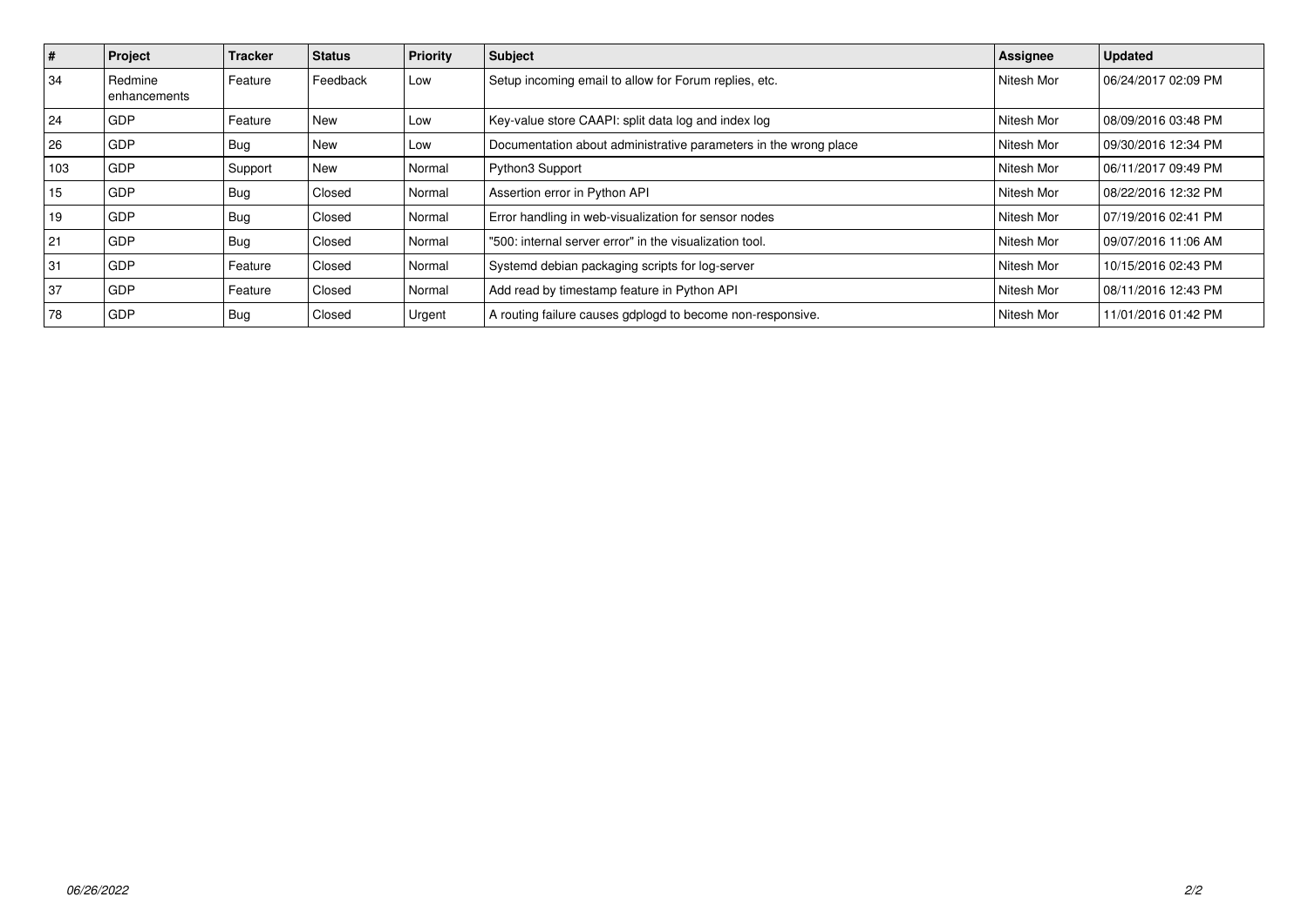| # | Project | Tracker | Status | Priority | Subject | Assignee | Updated |
|---|---|---|---|---|---|---|---|
| 34 | Redmine enhancements | Feature | Feedback | Low | Setup incoming email to allow for Forum replies, etc. | Nitesh Mor | 06/24/2017 02:09 PM |
| 24 | GDP | Feature | New | Low | Key-value store CAAPI: split data log and index log | Nitesh Mor | 08/09/2016 03:48 PM |
| 26 | GDP | Bug | New | Low | Documentation about administrative parameters in the wrong place | Nitesh Mor | 09/30/2016 12:34 PM |
| 103 | GDP | Support | New | Normal | Python3 Support | Nitesh Mor | 06/11/2017 09:49 PM |
| 15 | GDP | Bug | Closed | Normal | Assertion error in Python API | Nitesh Mor | 08/22/2016 12:32 PM |
| 19 | GDP | Bug | Closed | Normal | Error handling in web-visualization for sensor nodes | Nitesh Mor | 07/19/2016 02:41 PM |
| 21 | GDP | Bug | Closed | Normal | "500: internal server error" in the visualization tool. | Nitesh Mor | 09/07/2016 11:06 AM |
| 31 | GDP | Feature | Closed | Normal | Systemd debian packaging scripts for log-server | Nitesh Mor | 10/15/2016 02:43 PM |
| 37 | GDP | Feature | Closed | Normal | Add read by timestamp feature in Python API | Nitesh Mor | 08/11/2016 12:43 PM |
| 78 | GDP | Bug | Closed | Urgent | A routing failure causes gdplogd to become non-responsive. | Nitesh Mor | 11/01/2016 01:42 PM |